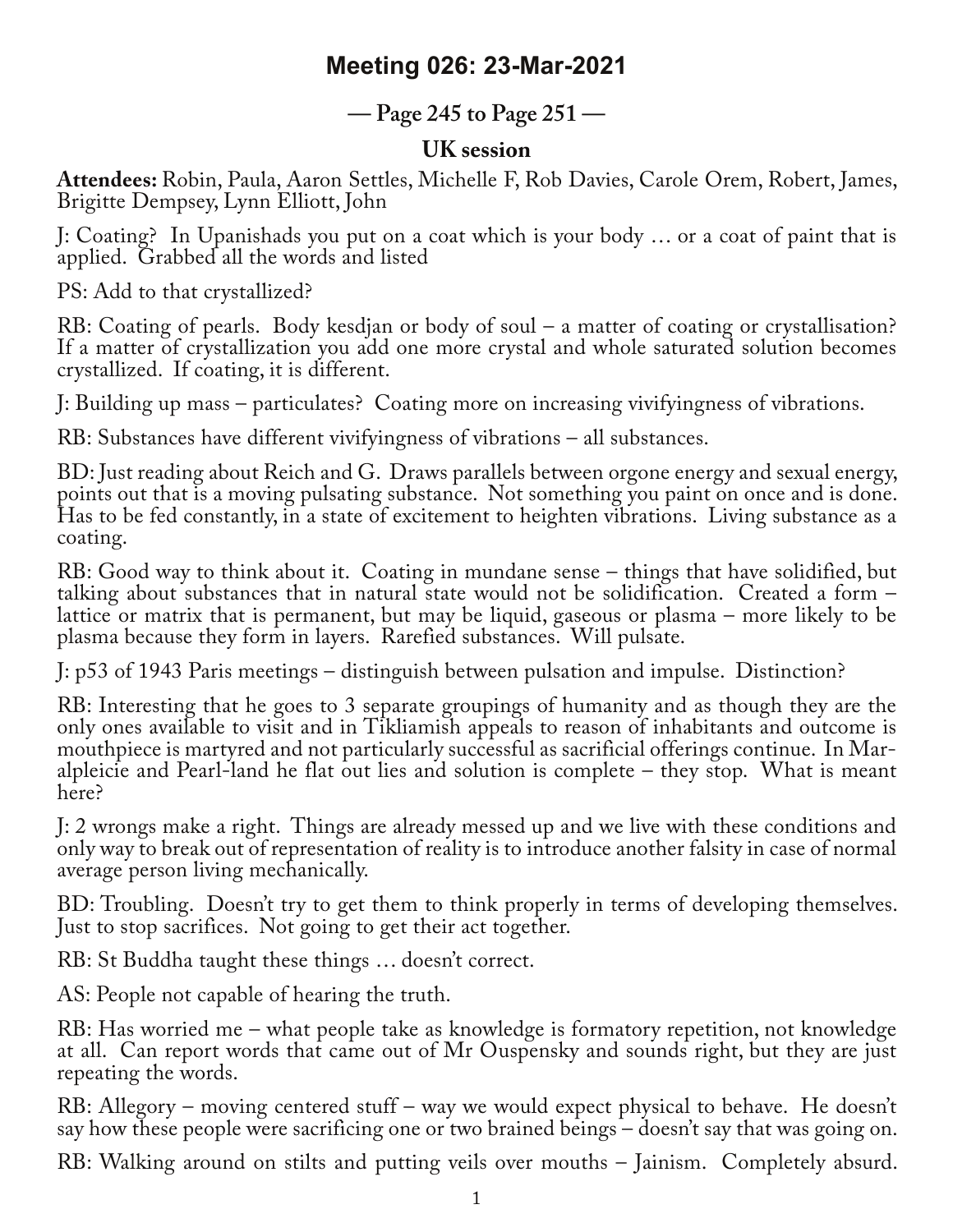# Meeting 026: 23-Mar-2021

## — Page 245 to Page 251 —

### UK session

**Attendees:** Robin, Paula, Aaron Settles, Michelle F, Rob Davies, Carole Orem, Robert, James, Brigitte Dempsey, Lynn Elliott, John

J: Coating? In Upanishads you put on a coat which is your body … or a coat of paint that is applied. Grabbed all the words and listed

PS: Add to that crystallized?

RB: Coating of pearls. Body kesdjan or body of soul – a matter of coating or crystallisation? If a matter of crystallization you add one more crystal and whole saturated solution becomes crystallized. If coating, it is different.

J: Building up mass – particulates? Coating more on increasing vivifyingness of vibrations.

RB: Substances have different vivifyingness of vibrations – all substances.

BD: Just reading about Reich and G. Draws parallels between orgone energy and sexual energy, points out that is a moving pulsating substance. Not something you paint on once and is done. Has to be fed constantly, in a state of excitement to heighten vibrations. Living substance as a coating.

RB: Good way to think about it. Coating in mundane sense – things that have solidified, but talking about substances that in natural state would not be solidification. Created a form – lattice or matrix that is permanent, but may be liquid, gaseous or plasma – more likely to be plasma because they form in layers. Rarefied substances. Will pulsate.

J: p53 of 1943 Paris meetings – distinguish between pulsation and impulse. Distinction?

RB: Interesting that he goes to 3 separate groupings of humanity and as though they are the only ones available to visit and in Tikliamish appeals to reason of inhabitants and outcome is mouthpiece is martyred and not particularly successful as sacrificial offerings continue. In Maralpleicie and Pearl-land he flat out lies and solution is complete – they stop. What is meant here?

J: 2 wrongs make a right. Things are already messed up and we live with these conditions and only way to break out of representation of reality is to introduce another falsity in case of normal average person living mechanically.

BD: Troubling. Doesn't try to get them to think properly in terms of developing themselves. Just to stop sacrifices. Not going to get their act together.

RB: St Buddha taught these things … doesn't correct.

AS: People not capable of hearing the truth.

RB: Has worried me – what people take as knowledge is formatory repetition, not knowledge at all. Can report words that came out of Mr Ouspensky and sounds right, but they are just repeating the words.

RB: Allegory – moving centered stuff – way we would expect physical to behave. He doesn't say how these people were sacrificing one or two brained beings – doesn't say that was going on.

RB: Walking around on stilts and putting veils over mouths – Jainism. Completely absurd.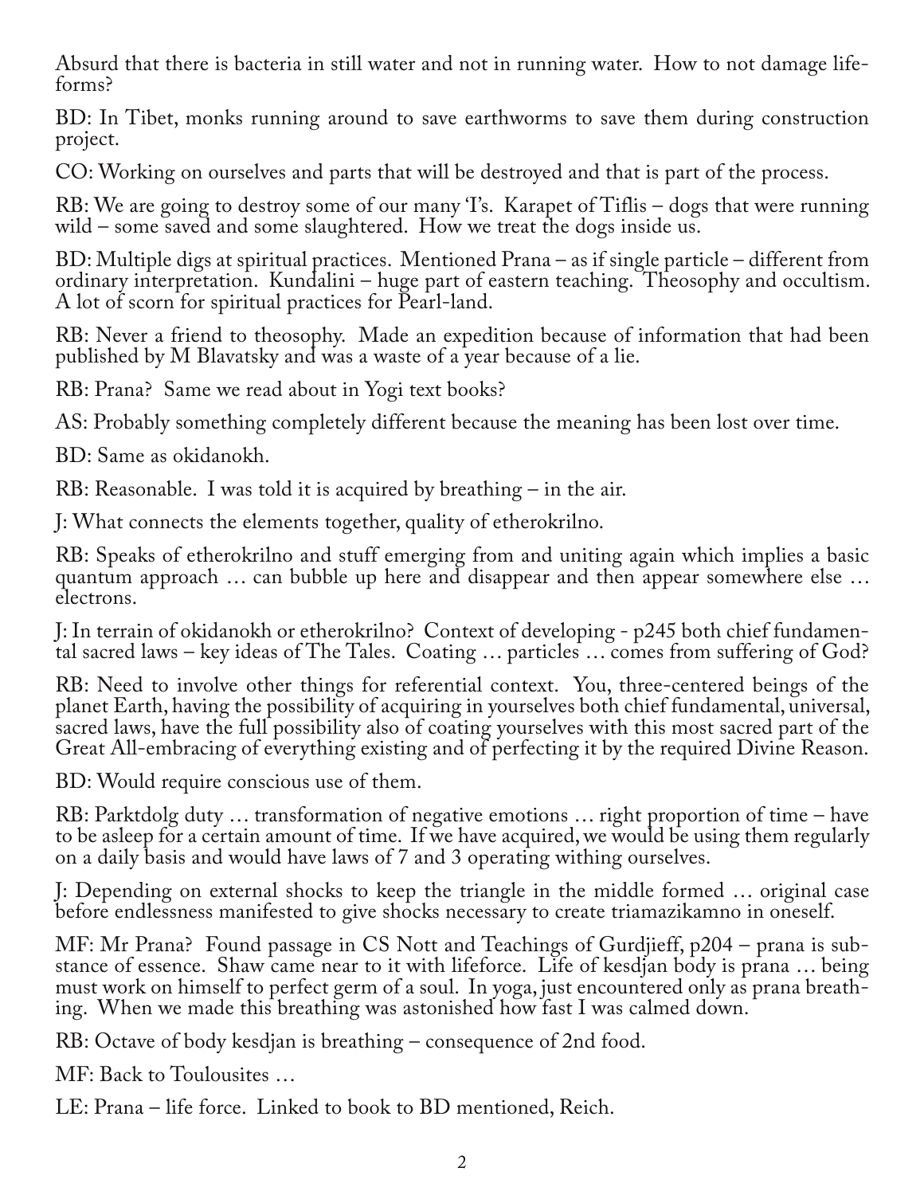Absurd that there is bacteria in still water and not in running water. How to not damage life-forms?

BD: In Tibet, monks running around to save earthworms to save them during construction project.

CO: Working on ourselves and parts that will be destroyed and that is part of the process.

RB: We are going to destroy some of our many 'I's. Karapet of Tiflis – dogs that were running wild – some saved and some slaughtered. How we treat the dogs inside us.

BD: Multiple digs at spiritual practices. Mentioned Prana – as if single particle – different from ordinary interpretation. Kundalini – huge part of eastern teaching. Theosophy and occultism. A lot of scorn for spiritual practices for Pearl-land.

RB: Never a friend to theosophy. Made an expedition because of information that had been published by M Blavatsky and was a waste of a year because of a lie.

RB: Prana? Same we read about in Yogi text books?

AS: Probably something completely different because the meaning has been lost over time.

BD: Same as okidanokh.

RB: Reasonable. I was told it is acquired by breathing – in the air.

J: What connects the elements together, quality of etherokrilno.

RB: Speaks of etherokrilno and stuff emerging from and uniting again which implies a basic quantum approach … can bubble up here and disappear and then appear somewhere else … electrons.

J: In terrain of okidanokh or etherokrilno? Context of developing - p245 both chief fundamental sacred laws – key ideas of The Tales. Coating … particles … comes from suffering of God?

RB: Need to involve other things for referential context. You, three-centered beings of the planet Earth, having the possibility of acquiring in yourselves both chief fundamental, universal, sacred laws, have the full possibility also of coating yourselves with this most sacred part of the Great All-embracing of everything existing and of perfecting it by the required Divine Reason.

BD: Would require conscious use of them.

RB: Parktdolg duty … transformation of negative emotions … right proportion of time – have to be asleep for a certain amount of time. If we have acquired, we would be using them regularly on a daily basis and would have laws of 7 and 3 operating withing ourselves.

J: Depending on external shocks to keep the triangle in the middle formed … original case before endlessness manifested to give shocks necessary to create triamazikamno in oneself.

MF: Mr Prana? Found passage in CS Nott and Teachings of Gurdjieff, p204 – prana is substance of essence. Shaw came near to it with lifeforce. Life of kesdjan body is prana … being must work on himself to perfect germ of a soul. In yoga, just encountered only as prana breathing. When we made this breathing was astonished how fast I was calmed down.

RB: Octave of body kesdjan is breathing – consequence of 2nd food.

MF: Back to Toulousites …

LE: Prana – life force. Linked to book to BD mentioned, Reich.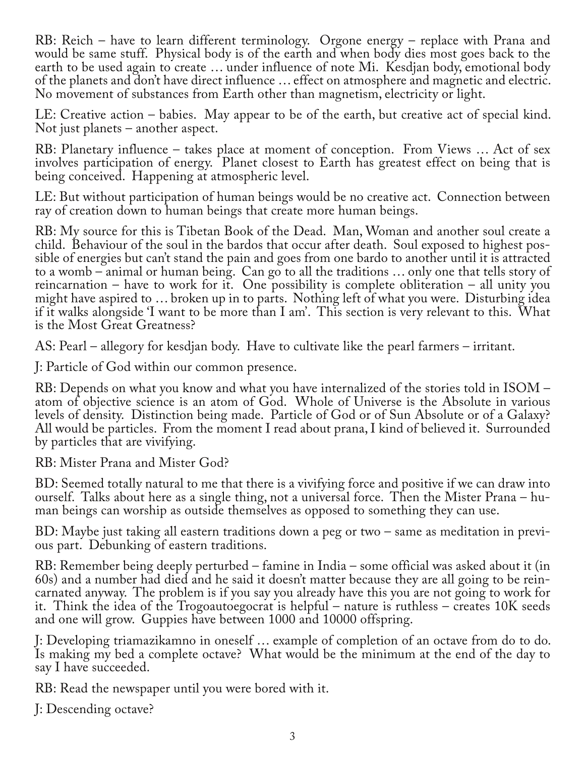RB: Reich – have to learn different terminology. Orgone energy – replace with Prana and would be same stuff. Physical body is of the earth and when body dies most goes back to the earth to be used again to create … under influence of note Mi. Kesdjan body, emotional body of the planets and don't have direct influence … effect on atmosphere and magnetic and electric. No movement of substances from Earth other than magnetism, electricity or light.

LE: Creative action – babies. May appear to be of the earth, but creative act of special kind. Not just planets – another aspect.

RB: Planetary influence – takes place at moment of conception. From Views … Act of sex involves participation of energy. Planet closest to Earth has greatest effect on being that is being conceived. Happening at atmospheric level.

LE: But without participation of human beings would be no creative act. Connection between ray of creation down to human beings that create more human beings.

RB: My source for this is Tibetan Book of the Dead. Man, Woman and another soul create a child. Behaviour of the soul in the bardos that occur after death. Soul exposed to highest possible of energies but can't stand the pain and goes from one bardo to another until it is attracted to a womb – animal or human being. Can go to all the traditions … only one that tells story of reincarnation – have to work for it. One possibility is complete obliteration – all unity you might have aspired to … broken up in to parts. Nothing left of what you were. Disturbing idea if it walks alongside 'I want to be more than I am'. This section is very relevant to this. What is the Most Great Greatness?

AS: Pearl – allegory for kesdjan body. Have to cultivate like the pearl farmers – irritant.

J: Particle of God within our common presence.

RB: Depends on what you know and what you have internalized of the stories told in ISOM – atom of objective science is an atom of God. Whole of Universe is the Absolute in various levels of density. Distinction being made. Particle of God or of Sun Absolute or of a Galaxy? All would be particles. From the moment I read about prana, I kind of believed it. Surrounded by particles that are vivifying.

RB: Mister Prana and Mister God?

BD: Seemed totally natural to me that there is a vivifying force and positive if we can draw into ourself. Talks about here as a single thing, not a universal force. Then the Mister Prana – human beings can worship as outside themselves as opposed to something they can use.

BD: Maybe just taking all eastern traditions down a peg or two – same as meditation in previous part. Debunking of eastern traditions.

RB: Remember being deeply perturbed – famine in India – some official was asked about it (in 60s) and a number had died and he said it doesn't matter because they are all going to be reincarnated anyway. The problem is if you say you already have this you are not going to work for it. Think the idea of the Trogoautoegocrat is helpful – nature is ruthless – creates 10K seeds and one will grow. Guppies have between 1000 and 10000 offspring.

J: Developing triamazikamno in oneself … example of completion of an octave from do to do. Is making my bed a complete octave? What would be the minimum at the end of the day to say I have succeeded.

RB: Read the newspaper until you were bored with it.

J: Descending octave?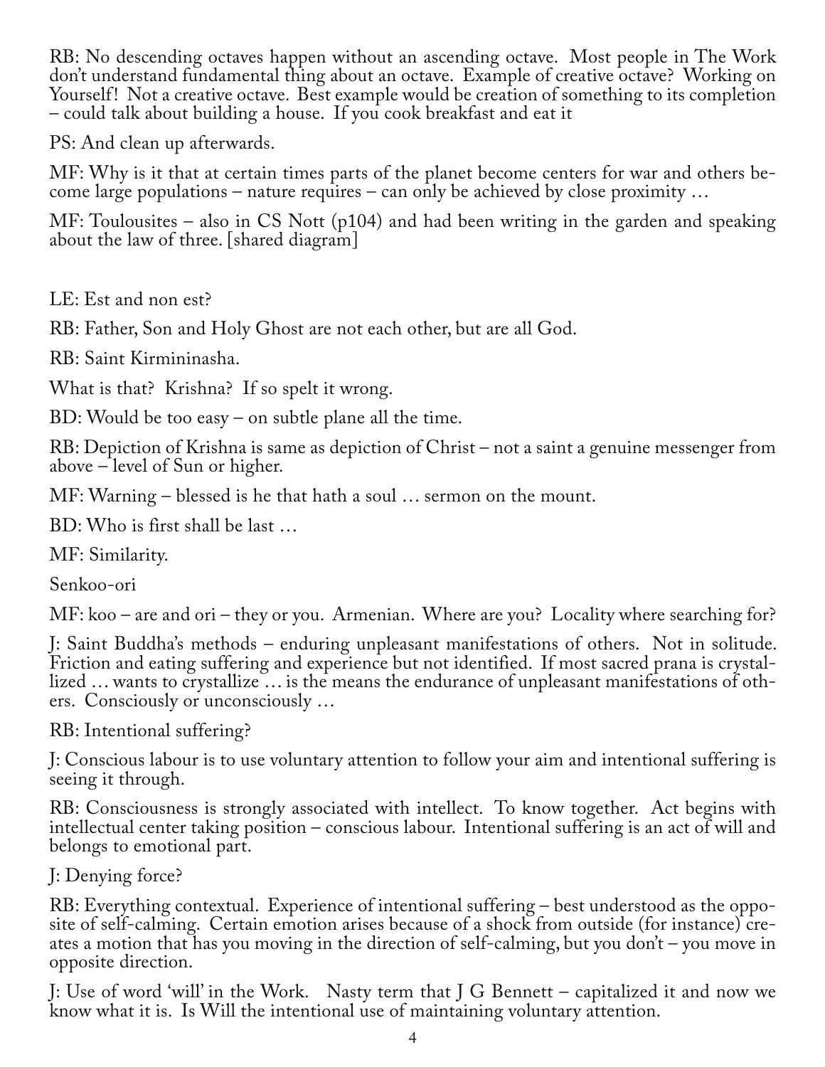RB: No descending octaves happen without an ascending octave. Most people in The Work don't understand fundamental thing about an octave. Example of creative octave? Working on Yourself! Not a creative octave. Best example would be creation of something to its completion – could talk about building a house. If you cook breakfast and eat it

PS: And clean up afterwards.

MF: Why is it that at certain times parts of the planet become centers for war and others become large populations – nature requires – can only be achieved by close proximity …

MF: Toulousites – also in CS Nott (p104) and had been writing in the garden and speaking about the law of three. [shared diagram]

LE: Est and non est?

RB: Father, Son and Holy Ghost are not each other, but are all God.

RB: Saint Kirmininasha.

What is that? Krishna? If so spelt it wrong.

BD: Would be too easy – on subtle plane all the time.

RB: Depiction of Krishna is same as depiction of Christ – not a saint a genuine messenger from above – level of Sun or higher.

MF: Warning – blessed is he that hath a soul … sermon on the mount.

BD: Who is first shall be last …

MF: Similarity.

Senkoo-ori

MF: koo – are and ori – they or you. Armenian. Where are you? Locality where searching for?

J: Saint Buddha's methods – enduring unpleasant manifestations of others. Not in solitude. Friction and eating suffering and experience but not identified. If most sacred prana is crystallized … wants to crystallize … is the means the endurance of unpleasant manifestations of others. Consciously or unconsciously …

RB: Intentional suffering?

J: Conscious labour is to use voluntary attention to follow your aim and intentional suffering is seeing it through.

RB: Consciousness is strongly associated with intellect. To know together. Act begins with intellectual center taking position – conscious labour. Intentional suffering is an act of will and belongs to emotional part.

J: Denying force?

RB: Everything contextual. Experience of intentional suffering – best understood as the opposite of self-calming. Certain emotion arises because of a shock from outside (for instance) creates a motion that has you moving in the direction of self-calming, but you don't – you move in opposite direction.

J: Use of word 'will' in the Work. Nasty term that J G Bennett – capitalized it and now we know what it is. Is Will the intentional use of maintaining voluntary attention.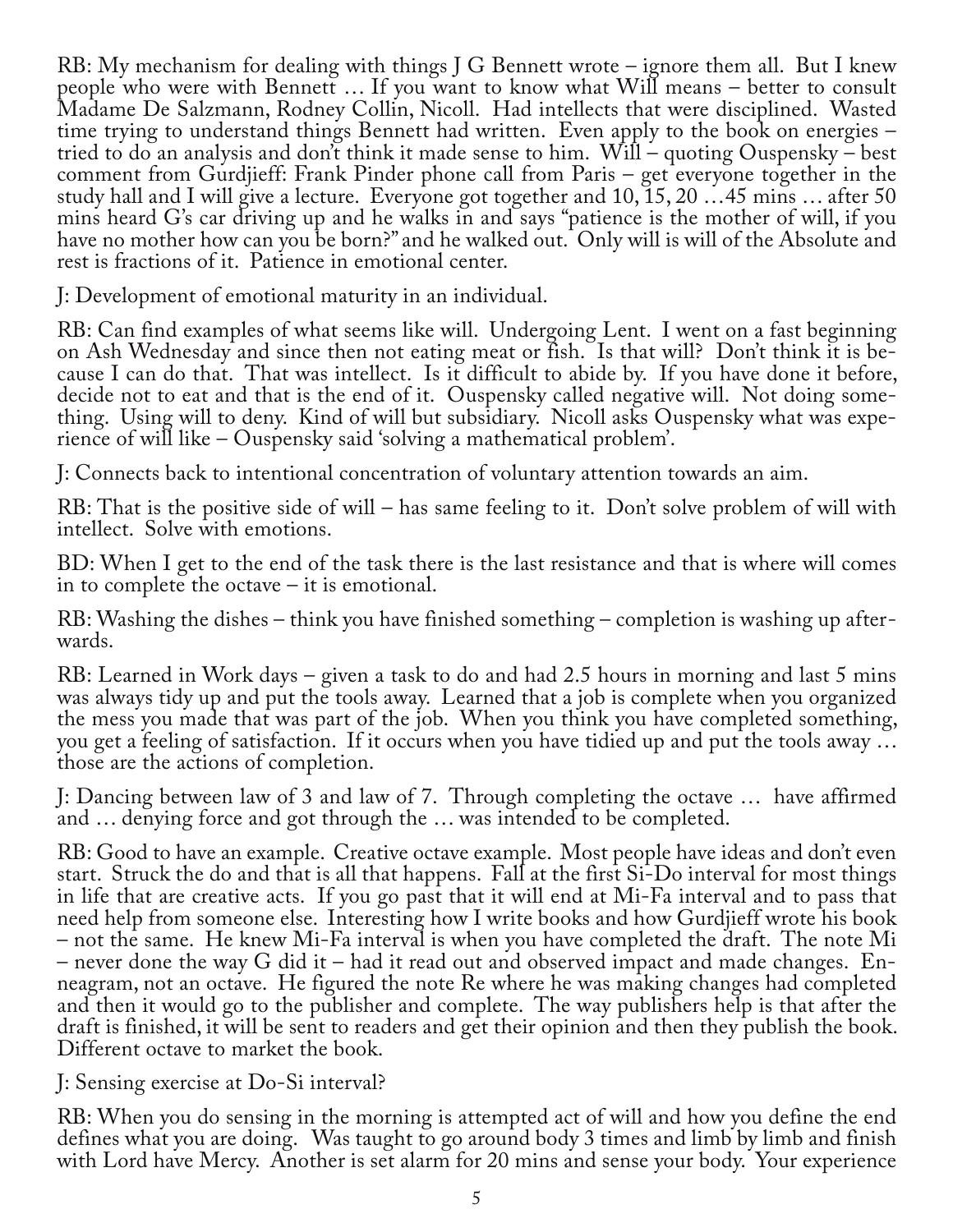RB: My mechanism for dealing with things J G Bennett wrote – ignore them all. But I knew people who were with Bennett … If you want to know what Will means – better to consult Madame De Salzmann, Rodney Collin, Nicoll. Had intellects that were disciplined. Wasted time trying to understand things Bennett had written. Even apply to the book on energies – tried to do an analysis and don't think it made sense to him. Will – quoting Ouspensky – best comment from Gurdjieff: Frank Pinder phone call from Paris – get everyone together in the study hall and I will give a lecture. Everyone got together and 10, 15, 20 …45 mins … after 50 mins heard G's car driving up and he walks in and says "patience is the mother of will, if you have no mother how can you be born?" and he walked out. Only will is will of the Absolute and rest is fractions of it. Patience in emotional center.

J: Development of emotional maturity in an individual.

RB: Can find examples of what seems like will. Undergoing Lent. I went on a fast beginning on Ash Wednesday and since then not eating meat or fish. Is that will? Don't think it is because I can do that. That was intellect. Is it difficult to abide by. If you have done it before, decide not to eat and that is the end of it. Ouspensky called negative will. Not doing something. Using will to deny. Kind of will but subsidiary. Nicoll asks Ouspensky what was experience of will like – Ouspensky said 'solving a mathematical problem'.

J: Connects back to intentional concentration of voluntary attention towards an aim.

RB: That is the positive side of will – has same feeling to it. Don't solve problem of will with intellect. Solve with emotions.

BD: When I get to the end of the task there is the last resistance and that is where will comes in to complete the octave – it is emotional.

RB: Washing the dishes – think you have finished something – completion is washing up afterwards.

RB: Learned in Work days – given a task to do and had 2.5 hours in morning and last 5 mins was always tidy up and put the tools away. Learned that a job is complete when you organized the mess you made that was part of the job. When you think you have completed something, you get a feeling of satisfaction. If it occurs when you have tidied up and put the tools away … those are the actions of completion.

J: Dancing between law of 3 and law of 7. Through completing the octave … have affirmed and … denying force and got through the … was intended to be completed.

RB: Good to have an example. Creative octave example. Most people have ideas and don't even start. Struck the do and that is all that happens. Fall at the first Si-Do interval for most things in life that are creative acts. If you go past that it will end at Mi-Fa interval and to pass that need help from someone else. Interesting how I write books and how Gurdjieff wrote his book – not the same. He knew Mi-Fa interval is when you have completed the draft. The note Mi – never done the way G did it – had it read out and observed impact and made changes. Enneagram, not an octave. He figured the note Re where he was making changes had completed and then it would go to the publisher and complete. The way publishers help is that after the draft is finished, it will be sent to readers and get their opinion and then they publish the book. Different octave to market the book.

J: Sensing exercise at Do-Si interval?

RB: When you do sensing in the morning is attempted act of will and how you define the end defines what you are doing. Was taught to go around body 3 times and limb by limb and finish with Lord have Mercy. Another is set alarm for 20 mins and sense your body. Your experience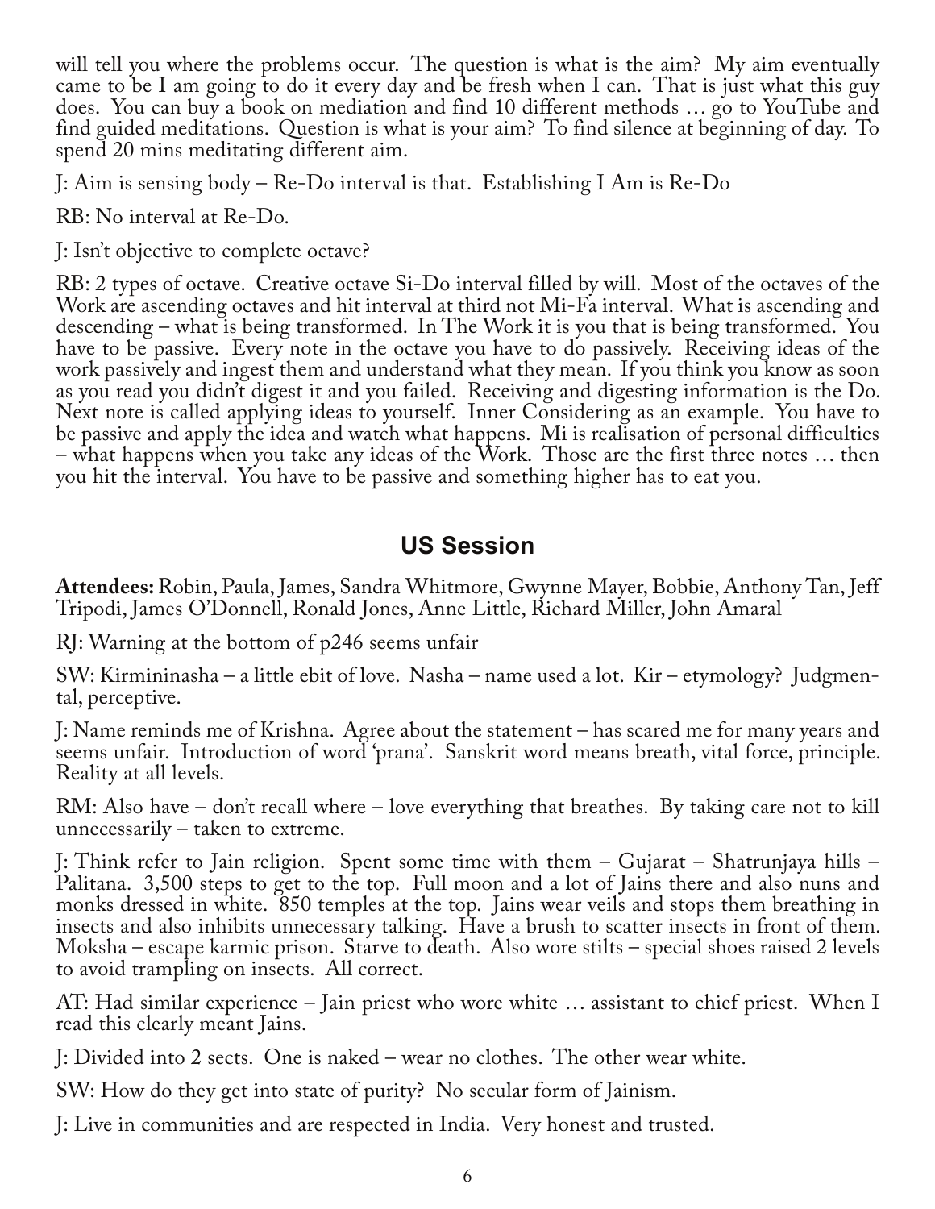will tell you where the problems occur. The question is what is the aim? My aim eventually came to be I am going to do it every day and be fresh when I can. That is just what this guy does. You can buy a book on mediation and find 10 different methods … go to YouTube and find guided meditations. Question is what is your aim? To find silence at beginning of day. To spend 20 mins meditating different aim.

J: Aim is sensing body – Re-Do interval is that. Establishing I Am is Re-Do

RB: No interval at Re-Do.

J: Isn't objective to complete octave?

RB: 2 types of octave. Creative octave Si-Do interval filled by will. Most of the octaves of the Work are ascending octaves and hit interval at third not Mi-Fa interval. What is ascending and descending – what is being transformed. In The Work it is you that is being transformed. You have to be passive. Every note in the octave you have to do passively. Receiving ideas of the work passively and ingest them and understand what they mean. If you think you know as soon as you read you didn't digest it and you failed. Receiving and digesting information is the Do. Next note is called applying ideas to yourself. Inner Considering as an example. You have to be passive and apply the idea and watch what happens. Mi is realisation of personal difficulties – what happens when you take any ideas of the Work. Those are the first three notes … then you hit the interval. You have to be passive and something higher has to eat you.

## US Session

**Attendees:** Robin, Paula, James, Sandra Whitmore, Gwynne Mayer, Bobbie, Anthony Tan, Jeff Tripodi, James O'Donnell, Ronald Jones, Anne Little, Richard Miller, John Amaral

RJ: Warning at the bottom of p246 seems unfair

SW: Kirmininasha – a little ebit of love. Nasha – name used a lot. Kir – etymology? Judgmental, perceptive.

J: Name reminds me of Krishna. Agree about the statement – has scared me for many years and seems unfair. Introduction of word 'prana'. Sanskrit word means breath, vital force, principle. Reality at all levels.

RM: Also have – don't recall where – love everything that breathes. By taking care not to kill unnecessarily – taken to extreme.

J: Think refer to Jain religion. Spent some time with them – Gujarat – Shatrunjaya hills – Palitana. 3,500 steps to get to the top. Full moon and a lot of Jains there and also nuns and monks dressed in white. 850 temples at the top. Jains wear veils and stops them breathing in insects and also inhibits unnecessary talking. Have a brush to scatter insects in front of them. Moksha – escape karmic prison. Starve to death. Also wore stilts – special shoes raised 2 levels to avoid trampling on insects. All correct.

AT: Had similar experience – Jain priest who wore white … assistant to chief priest. When I read this clearly meant Jains.

J: Divided into 2 sects. One is naked – wear no clothes. The other wear white.

SW: How do they get into state of purity? No secular form of Jainism.

J: Live in communities and are respected in India. Very honest and trusted.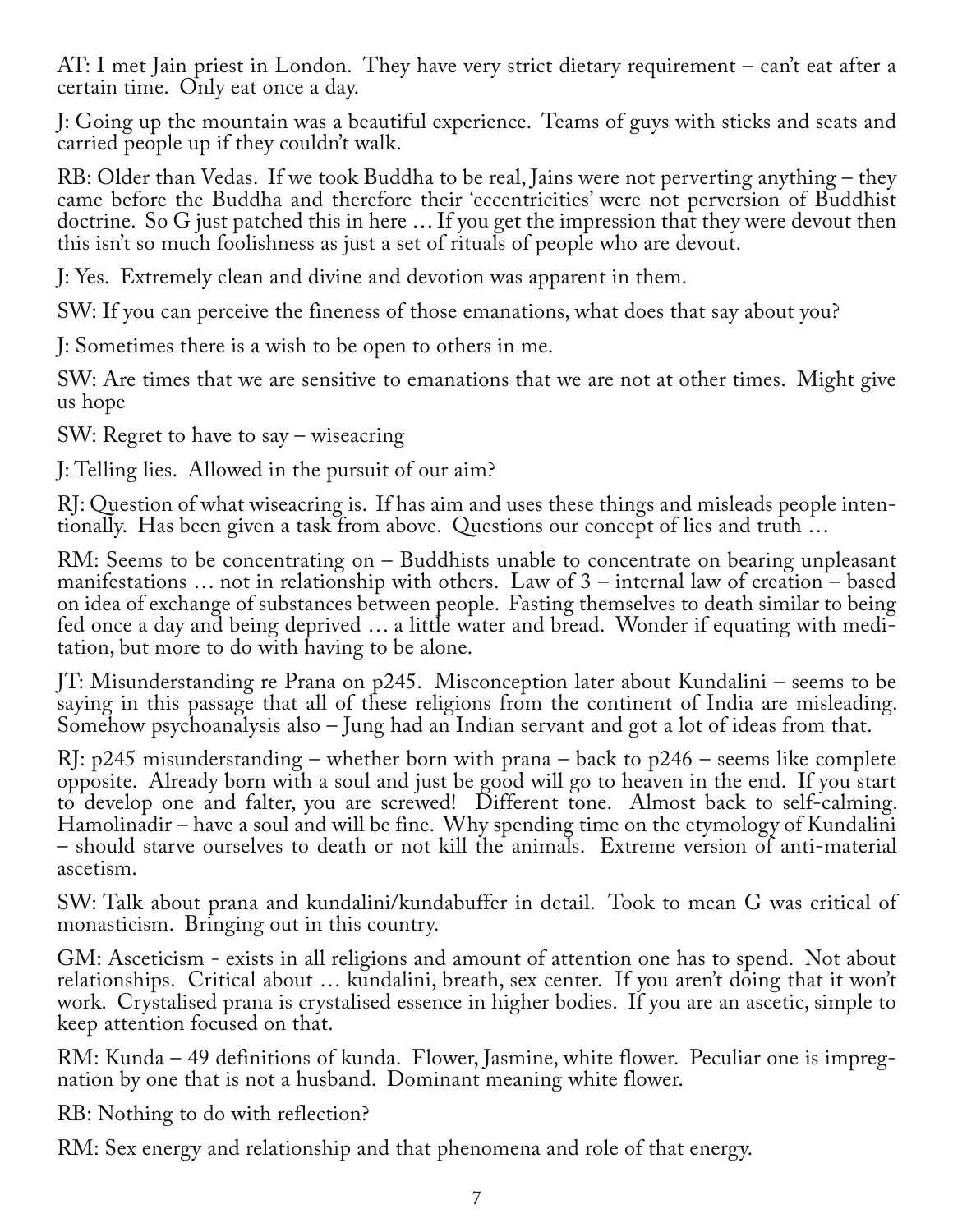AT: I met Jain priest in London. They have very strict dietary requirement – can't eat after a certain time. Only eat once a day.

J: Going up the mountain was a beautiful experience. Teams of guys with sticks and seats and carried people up if they couldn't walk.

RB: Older than Vedas. If we took Buddha to be real, Jains were not perverting anything – they came before the Buddha and therefore their 'eccentricities' were not perversion of Buddhist doctrine. So G just patched this in here … If you get the impression that they were devout then this isn't so much foolishness as just a set of rituals of people who are devout.

J: Yes. Extremely clean and divine and devotion was apparent in them.

SW: If you can perceive the fineness of those emanations, what does that say about you?

J: Sometimes there is a wish to be open to others in me.

SW: Are times that we are sensitive to emanations that we are not at other times. Might give us hope

SW: Regret to have to say – wiseacring

J: Telling lies. Allowed in the pursuit of our aim?

RJ: Question of what wiseacring is. If has aim and uses these things and misleads people intentionally. Has been given a task from above. Questions our concept of lies and truth …

RM: Seems to be concentrating on – Buddhists unable to concentrate on bearing unpleasant manifestations … not in relationship with others. Law of 3 – internal law of creation – based on idea of exchange of substances between people. Fasting themselves to death similar to being fed once a day and being deprived … a little water and bread. Wonder if equating with meditation, but more to do with having to be alone.

JT: Misunderstanding re Prana on p245. Misconception later about Kundalini – seems to be saying in this passage that all of these religions from the continent of India are misleading. Somehow psychoanalysis also – Jung had an Indian servant and got a lot of ideas from that.

RJ: p245 misunderstanding – whether born with prana – back to p246 – seems like complete opposite. Already born with a soul and just be good will go to heaven in the end. If you start to develop one and falter, you are screwed! Different tone. Almost back to self-calming. Hamolinadir – have a soul and will be fine. Why spending time on the etymology of Kundalini – should starve ourselves to death or not kill the animals. Extreme version of anti-material ascetism.

SW: Talk about prana and kundalini/kundabuffer in detail. Took to mean G was critical of monasticism. Bringing out in this country.

GM: Asceticism - exists in all religions and amount of attention one has to spend. Not about relationships. Critical about … kundalini, breath, sex center. If you aren't doing that it won't work. Crystalised prana is crystalised essence in higher bodies. If you are an ascetic, simple to keep attention focused on that.

RM: Kunda – 49 definitions of kunda. Flower, Jasmine, white flower. Peculiar one is impregnation by one that is not a husband. Dominant meaning white flower.

RB: Nothing to do with reflection?

RM: Sex energy and relationship and that phenomena and role of that energy.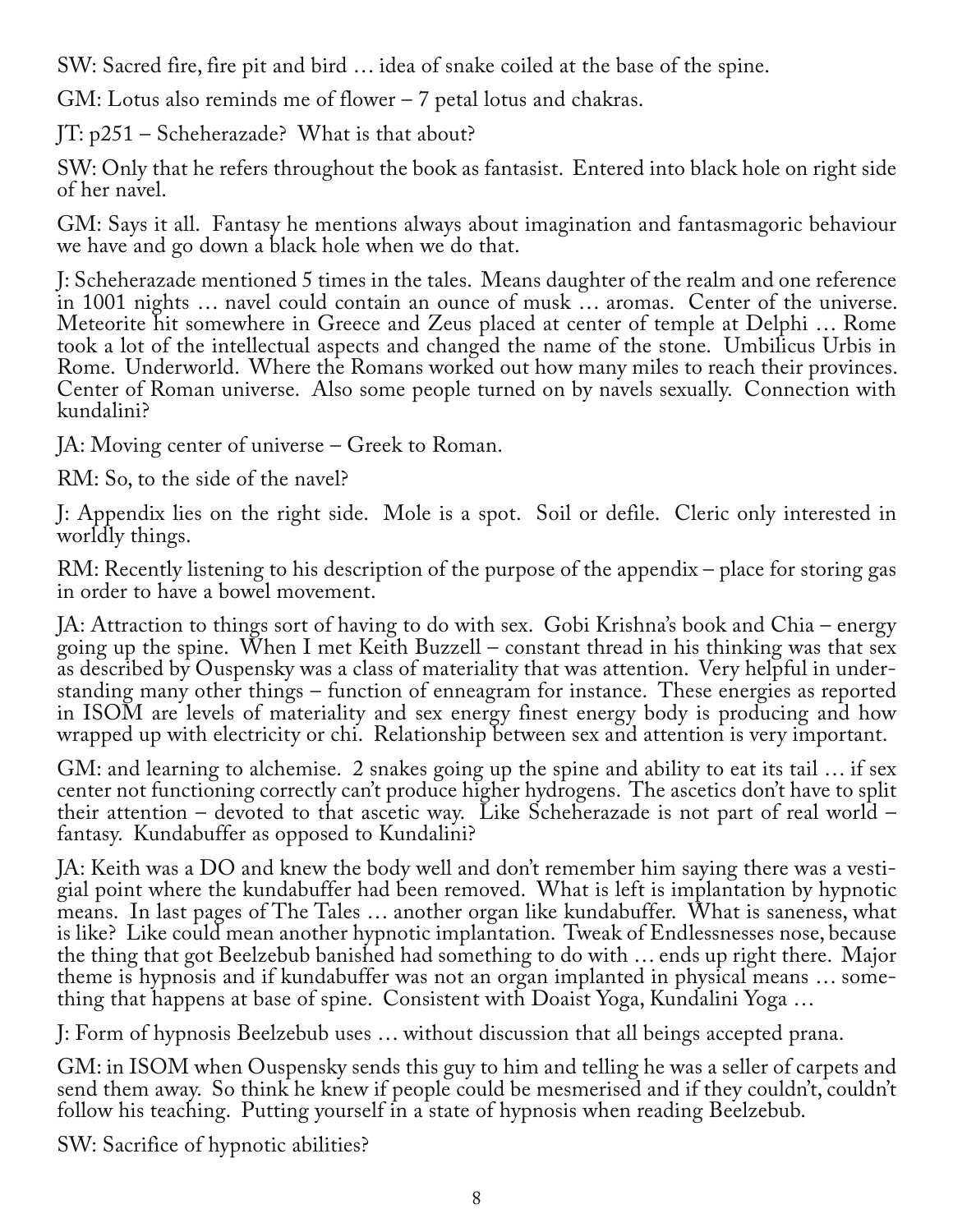SW: Sacred fire, fire pit and bird … idea of snake coiled at the base of the spine.

GM: Lotus also reminds me of flower – 7 petal lotus and chakras.

JT: p251 – Scheherazade? What is that about?

SW: Only that he refers throughout the book as fantasist. Entered into black hole on right side of her navel.

GM: Says it all. Fantasy he mentions always about imagination and fantasmagoric behaviour we have and go down a black hole when we do that.

J: Scheherazade mentioned 5 times in the tales. Means daughter of the realm and one reference in 1001 nights … navel could contain an ounce of musk … aromas. Center of the universe. Meteorite hit somewhere in Greece and Zeus placed at center of temple at Delphi … Rome took a lot of the intellectual aspects and changed the name of the stone. Umbilicus Urbis in Rome. Underworld. Where the Romans worked out how many miles to reach their provinces. Center of Roman universe. Also some people turned on by navels sexually. Connection with kundalini?

JA: Moving center of universe – Greek to Roman.

RM: So, to the side of the navel?

J: Appendix lies on the right side. Mole is a spot. Soil or defile. Cleric only interested in worldly things.

RM: Recently listening to his description of the purpose of the appendix – place for storing gas in order to have a bowel movement.

JA: Attraction to things sort of having to do with sex. Gobi Krishna's book and Chia – energy going up the spine. When I met Keith Buzzell – constant thread in his thinking was that sex as described by Ouspensky was a class of materiality that was attention. Very helpful in understanding many other things – function of enneagram for instance. These energies as reported in ISOM are levels of materiality and sex energy finest energy body is producing and how wrapped up with electricity or chi. Relationship between sex and attention is very important.

GM: and learning to alchemise. 2 snakes going up the spine and ability to eat its tail … if sex center not functioning correctly can't produce higher hydrogens. The ascetics don't have to split their attention – devoted to that ascetic way. Like Scheherazade is not part of real world – fantasy. Kundabuffer as opposed to Kundalini?

JA: Keith was a DO and knew the body well and don't remember him saying there was a vestigial point where the kundabuffer had been removed. What is left is implantation by hypnotic means. In last pages of The Tales … another organ like kundabuffer. What is saneness, what is like? Like could mean another hypnotic implantation. Tweak of Endlessnesses nose, because the thing that got Beelzebub banished had something to do with … ends up right there. Major theme is hypnosis and if kundabuffer was not an organ implanted in physical means … something that happens at base of spine. Consistent with Doaist Yoga, Kundalini Yoga …

J: Form of hypnosis Beelzebub uses … without discussion that all beings accepted prana.

GM: in ISOM when Ouspensky sends this guy to him and telling he was a seller of carpets and send them away. So think he knew if people could be mesmerised and if they couldn't, couldn't follow his teaching. Putting yourself in a state of hypnosis when reading Beelzebub.

SW: Sacrifice of hypnotic abilities?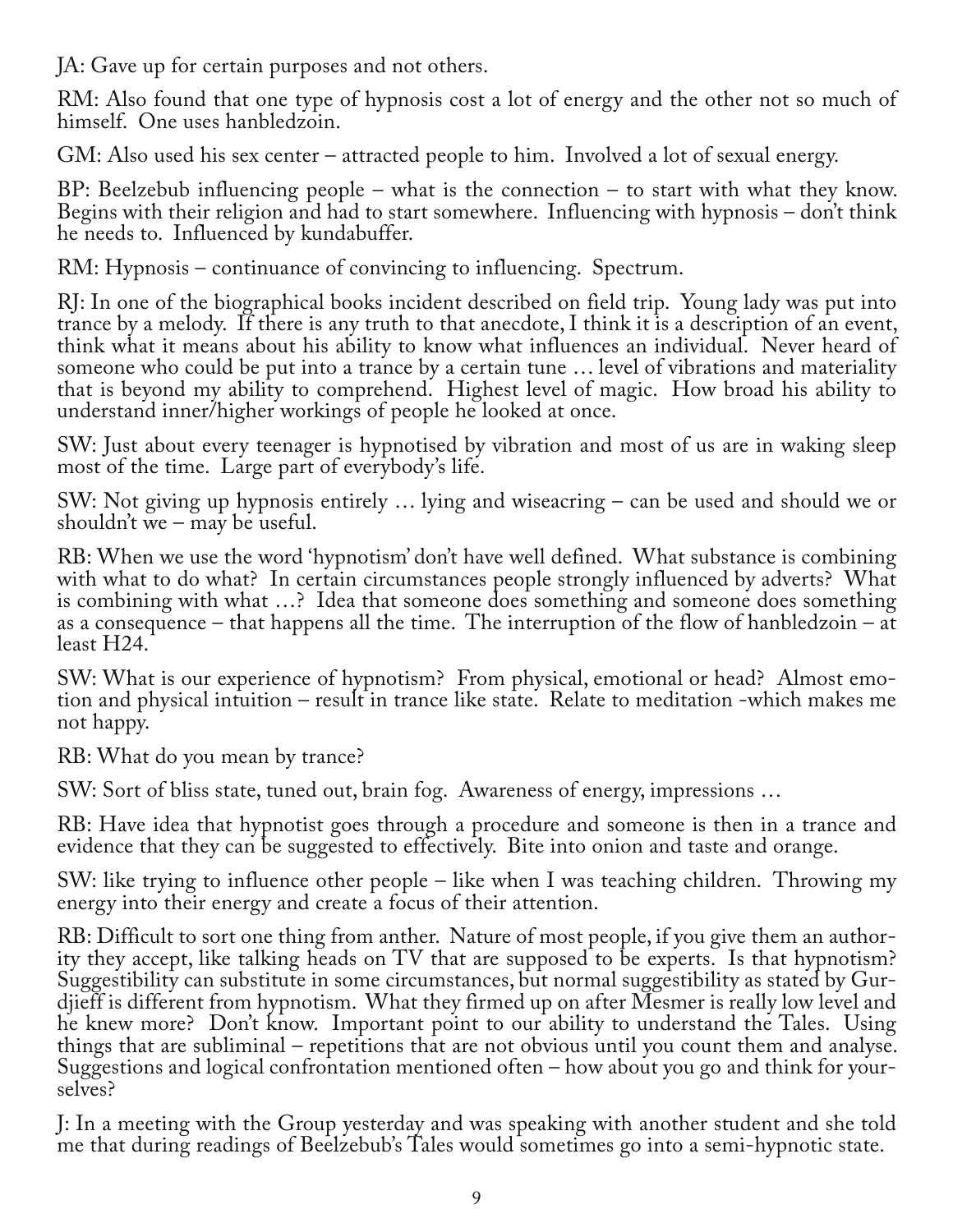JA: Gave up for certain purposes and not others.

RM: Also found that one type of hypnosis cost a lot of energy and the other not so much of himself. One uses hanbledzoin.

GM: Also used his sex center – attracted people to him. Involved a lot of sexual energy.

BP: Beelzebub influencing people – what is the connection – to start with what they know. Begins with their religion and had to start somewhere. Influencing with hypnosis – don't think he needs to. Influenced by kundabuffer.

RM: Hypnosis – continuance of convincing to influencing. Spectrum.

RJ: In one of the biographical books incident described on field trip. Young lady was put into trance by a melody. If there is any truth to that anecdote, I think it is a description of an event, think what it means about his ability to know what influences an individual. Never heard of someone who could be put into a trance by a certain tune … level of vibrations and materiality that is beyond my ability to comprehend. Highest level of magic. How broad his ability to understand inner/higher workings of people he looked at once.

SW: Just about every teenager is hypnotised by vibration and most of us are in waking sleep most of the time. Large part of everybody's life.

SW: Not giving up hypnosis entirely … lying and wiseacring – can be used and should we or shouldn't we – may be useful.

RB: When we use the word 'hypnotism' don't have well defined. What substance is combining with what to do what? In certain circumstances people strongly influenced by adverts? What is combining with what …? Idea that someone does something and someone does something as a consequence – that happens all the time. The interruption of the flow of hanbledzoin – at least H24.

SW: What is our experience of hypnotism? From physical, emotional or head? Almost emotion and physical intuition – result in trance like state. Relate to meditation -which makes me not happy.

RB: What do you mean by trance?

SW: Sort of bliss state, tuned out, brain fog. Awareness of energy, impressions …

RB: Have idea that hypnotist goes through a procedure and someone is then in a trance and evidence that they can be suggested to effectively. Bite into onion and taste and orange.

SW: like trying to influence other people – like when I was teaching children. Throwing my energy into their energy and create a focus of their attention.

RB: Difficult to sort one thing from anther. Nature of most people, if you give them an authority they accept, like talking heads on TV that are supposed to be experts. Is that hypnotism? Suggestibility can substitute in some circumstances, but normal suggestibility as stated by Gurdjieff is different from hypnotism. What they firmed up on after Mesmer is really low level and he knew more? Don't know. Important point to our ability to understand the Tales. Using things that are subliminal – repetitions that are not obvious until you count them and analyse. Suggestions and logical confrontation mentioned often – how about you go and think for yourselves?

J: In a meeting with the Group yesterday and was speaking with another student and she told me that during readings of Beelzebub's Tales would sometimes go into a semi-hypnotic state.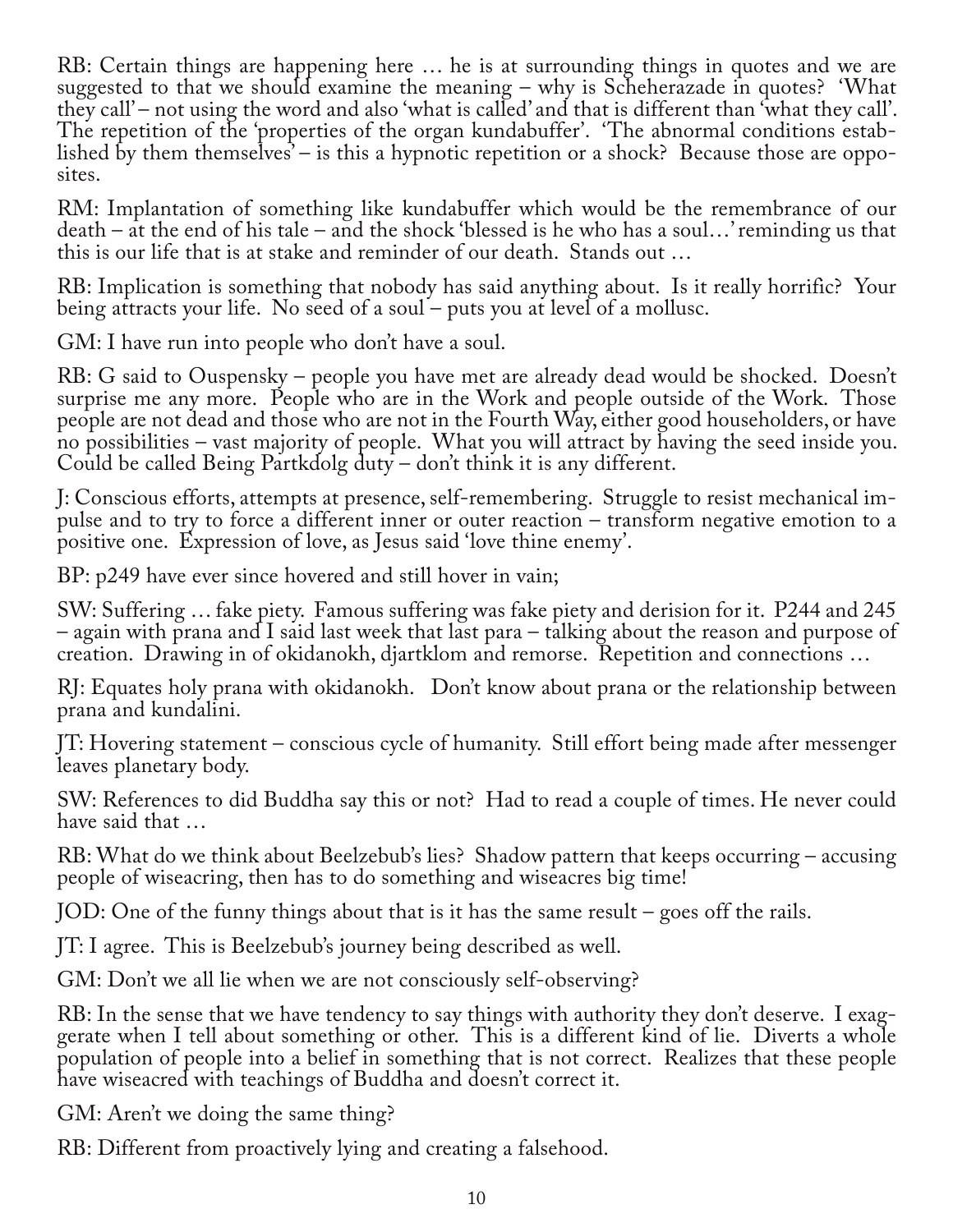RB: Certain things are happening here … he is at surrounding things in quotes and we are suggested to that we should examine the meaning – why is Scheherazade in quotes? 'What they call' – not using the word and also 'what is called' and that is different than 'what they call'. The repetition of the 'properties of the organ kundabuffer'. 'The abnormal conditions established by them themselves' – is this a hypnotic repetition or a shock? Because those are opposites.

RM: Implantation of something like kundabuffer which would be the remembrance of our death – at the end of his tale – and the shock 'blessed is he who has a soul…' reminding us that this is our life that is at stake and reminder of our death. Stands out …

RB: Implication is something that nobody has said anything about. Is it really horrific? Your being attracts your life. No seed of a soul – puts you at level of a mollusc.

GM: I have run into people who don't have a soul.

RB: G said to Ouspensky – people you have met are already dead would be shocked. Doesn't surprise me any more. People who are in the Work and people outside of the Work. Those people are not dead and those who are not in the Fourth Way, either good householders, or have no possibilities – vast majority of people. What you will attract by having the seed inside you. Could be called Being Partkdolg duty – don't think it is any different.

J: Conscious efforts, attempts at presence, self-remembering. Struggle to resist mechanical impulse and to try to force a different inner or outer reaction – transform negative emotion to a positive one. Expression of love, as Jesus said 'love thine enemy'.

BP: p249 have ever since hovered and still hover in vain;

SW: Suffering … fake piety. Famous suffering was fake piety and derision for it. P244 and 245 – again with prana and I said last week that last para – talking about the reason and purpose of creation. Drawing in of okidanokh, djartklom and remorse. Repetition and connections …

RJ: Equates holy prana with okidanokh. Don't know about prana or the relationship between prana and kundalini.

JT: Hovering statement – conscious cycle of humanity. Still effort being made after messenger leaves planetary body.

SW: References to did Buddha say this or not? Had to read a couple of times. He never could have said that …

RB: What do we think about Beelzebub's lies? Shadow pattern that keeps occurring – accusing people of wiseacring, then has to do something and wiseacres big time!

JOD: One of the funny things about that is it has the same result – goes off the rails.

JT: I agree. This is Beelzebub's journey being described as well.

GM: Don't we all lie when we are not consciously self-observing?

RB: In the sense that we have tendency to say things with authority they don't deserve. I exaggerate when I tell about something or other. This is a different kind of lie. Diverts a whole population of people into a belief in something that is not correct. Realizes that these people have wiseacred with teachings of Buddha and doesn't correct it.

GM: Aren't we doing the same thing?

RB: Different from proactively lying and creating a falsehood.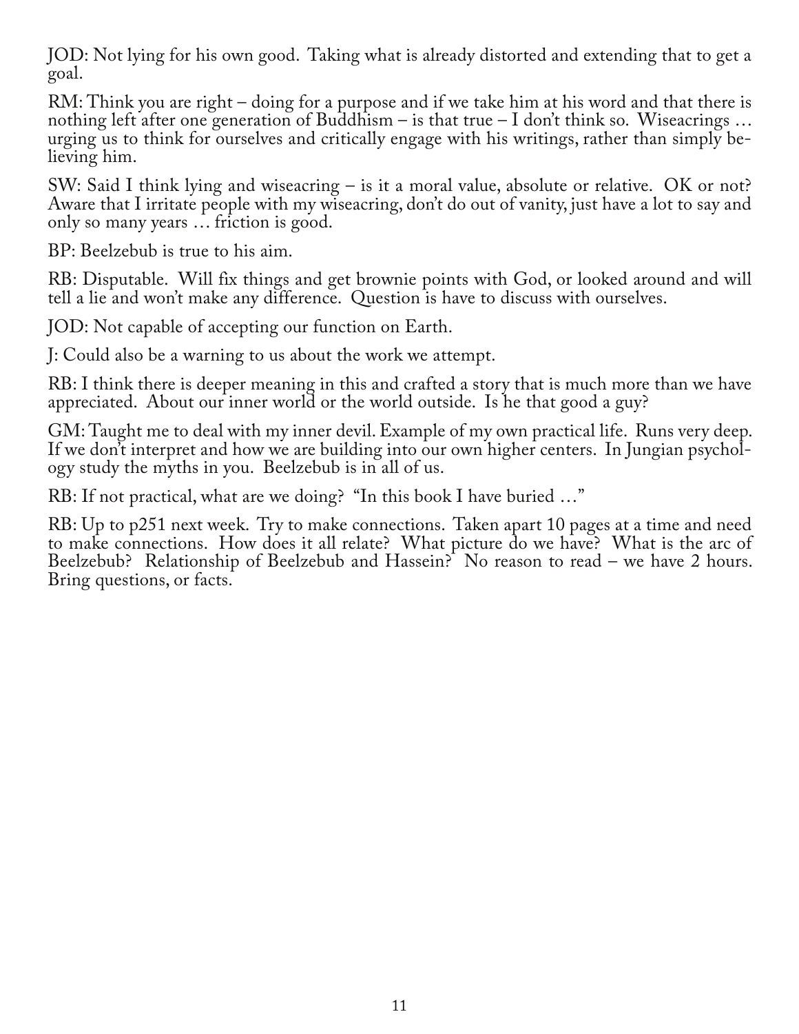JOD: Not lying for his own good. Taking what is already distorted and extending that to get a goal.

RM: Think you are right – doing for a purpose and if we take him at his word and that there is nothing left after one generation of Buddhism – is that true – I don't think so. Wiseacrings … urging us to think for ourselves and critically engage with his writings, rather than simply believing him.

SW: Said I think lying and wiseacring – is it a moral value, absolute or relative. OK or not? Aware that I irritate people with my wiseacring, don't do out of vanity, just have a lot to say and only so many years … friction is good.

BP: Beelzebub is true to his aim.

RB: Disputable. Will fix things and get brownie points with God, or looked around and will tell a lie and won't make any difference. Question is have to discuss with ourselves.

JOD: Not capable of accepting our function on Earth.

J: Could also be a warning to us about the work we attempt.

RB: I think there is deeper meaning in this and crafted a story that is much more than we have appreciated. About our inner world or the world outside. Is he that good a guy?

GM: Taught me to deal with my inner devil. Example of my own practical life. Runs very deep. If we don't interpret and how we are building into our own higher centers. In Jungian psychology study the myths in you. Beelzebub is in all of us.

RB: If not practical, what are we doing? "In this book I have buried …"

RB: Up to p251 next week. Try to make connections. Taken apart 10 pages at a time and need to make connections. How does it all relate? What picture do we have? What is the arc of Beelzebub? Relationship of Beelzebub and Hassein? No reason to read – we have 2 hours. Bring questions, or facts.